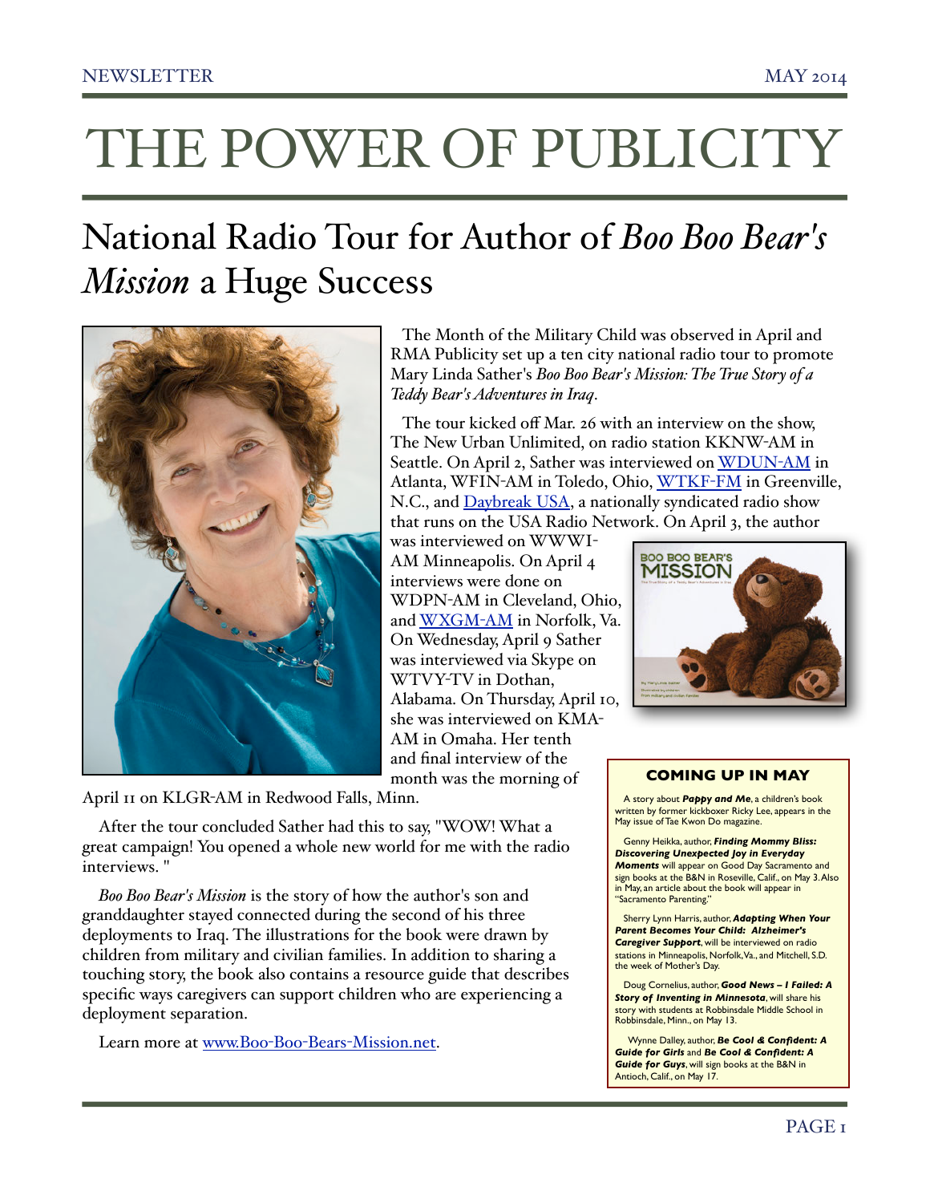# THE POWER OF PUBLICITY

## National Radio Tour for Author of *Boo Boo Bear's Mission* a Huge Success

The Month of the Military Child was observed in April and RMA Publicity set up a ten city national radio tour to promote Mary Linda Sather's *Boo Boo Bear's Mission: The True Story of a Teddy Bear's Adventures in Iraq*.

The tour kicked off Mar. 26 with an interview on the show, The New Urban Unlimited, on radio station KKNW-AM in Seattle. On April 2, Sather was interviewed on WDUN-AM in Atlanta, WFIN-AM in Toledo, Ohio, WTKF-FM in Greenville, N.C., and Daybreak USA, a nationally syndicated radio show that runs on the USA Radio Network. On April 3, the author was interviewed on WWWI-AM Minneapolis. On April 4 interviews were done on WDPN-AM in Cleveland, Ohio, and WXGM-AM in Norfolk, Va. On Wednesday, April 9 Sather was interviewed via Skype on WTVY-TV in Dothan, Alabama. On Thursday, April 10, she was interviewed on KMA-AM in Omaha. Her tenth and final interview of the month was the morning of April 11 on KLGR-AM in Redwood Falls, Minn.

After the tour concluded Sather had this to say, "WOW! What a great campaign! You opened a whole new world for me with the radio interviews. "

*Boo Boo Bear's Mission* is the story of how the author's son and granddaughter stayed connected during the second of his three deployments to Iraq. The illustrations for the book were drawn by children from military and civilian families. In addition to sharing a touching story, the book also contains a resource guide that describes specific ways caregivers can support children who are experiencing a deployment separation.

Learn more at www.Boo-Boo-Bears-Mission.net.

### COMING UP IN MAY

A story about ***Pappy and Me***, a children's book written by former kickboxer Ricky Lee, appears in the May issue of Tae Kwon Do magazine.

Genny Heikka, author, ***Finding Mommy Bliss: Discovering Unexpected Joy in Everyday Moments*** will appear on Good Day Sacramento and sign books at the B&N in Roseville, Calif., on May 3. Also in May, an article about the book will appear in "Sacramento Parenting."

Sherry Lynn Harris, author, ***Adapting When Your Parent Becomes Your Child: Alzheimer's Caregiver Support***, will be interviewed on radio stations in Minneapolis, Norfolk, Va., and Mitchell, S.D. the week of Mother's Day.

Doug Cornelius, author, ***Good News – I Failed: A Story of Inventing in Minnesota***, will share his story with students at Robbinsdale Middle School in Robbinsdale, Minn., on May 13.

Wynne Dalley, author, ***Be Cool & Confident: A Guide for Girls*** and ***Be Cool & Confident: A Guide for Guys***, will sign books at the B&N in Antioch, Calif., on May 17.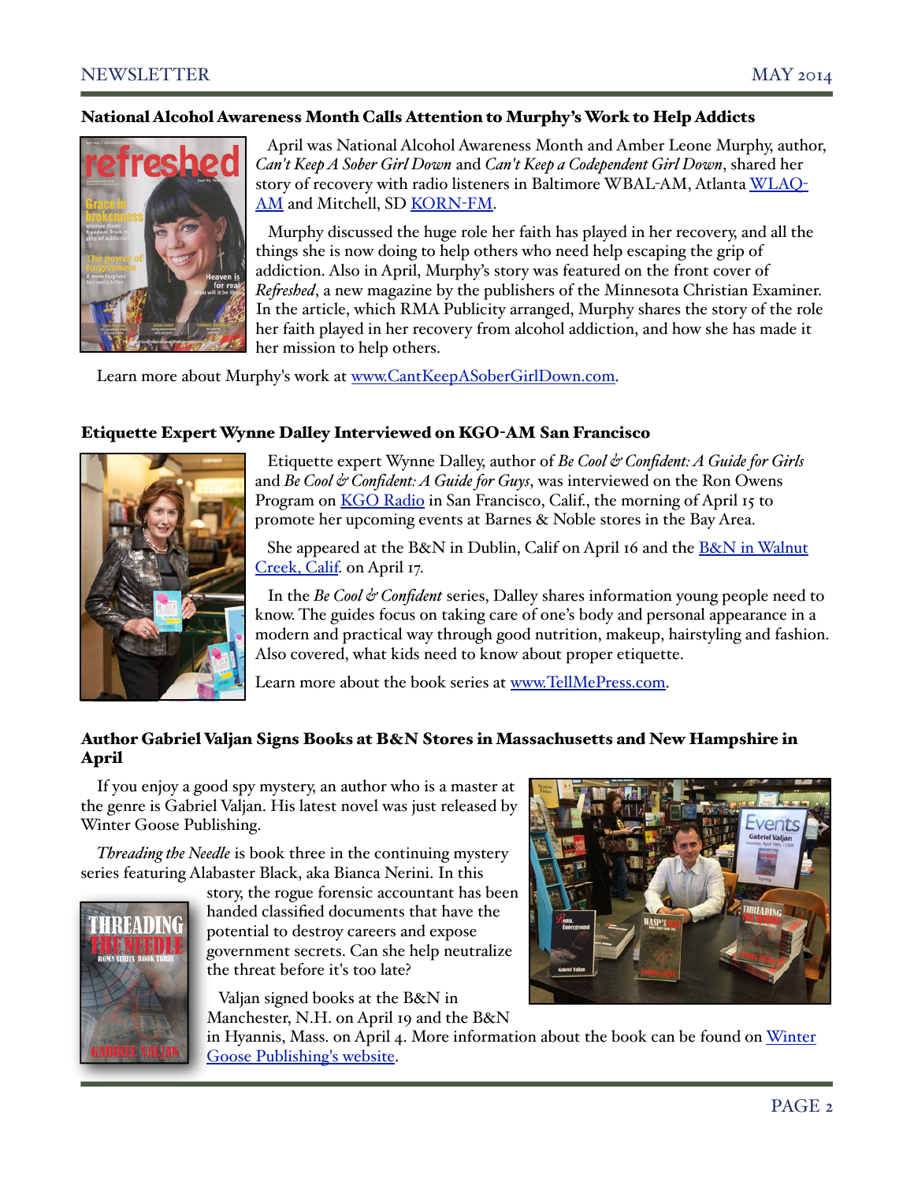## National Alcohol Awareness Month Calls Attention to Murphy's Work to Help Addicts

April was National Alcohol Awareness Month and Amber Leone Murphy, author, *Can't Keep A Sober Girl Down* and *Can't Keep a Codependent Girl Down*, shared her story of recovery with radio listeners in Baltimore WBAL-AM, Atlanta WLAQ-AM and Mitchell, SD KORN-FM.

Murphy discussed the huge role her faith has played in her recovery, and all the things she is now doing to help others who need help escaping the grip of addiction. Also in April, Murphy's story was featured on the front cover of *Refreshed*, a new magazine by the publishers of the Minnesota Christian Examiner. In the article, which RMA Publicity arranged, Murphy shares the story of the role her faith played in her recovery from alcohol addiction, and how she has made it her mission to help others.

Learn more about Murphy's work at www.CantKeepASoberGirlDown.com.

## Etiquette Expert Wynne Dalley Interviewed on KGO-AM San Francisco

Etiquette expert Wynne Dalley, author of *Be Cool & Confident: A Guide for Girls* and *Be Cool & Confident: A Guide for Guys*, was interviewed on the Ron Owens Program on KGO Radio in San Francisco, Calif., the morning of April 15 to promote her upcoming events at Barnes & Noble stores in the Bay Area.

She appeared at the B&N in Dublin, Calif on April 16 and the B&N in Walnut Creek, Calif. on April 17.

In the *Be Cool & Confident* series, Dalley shares information young people need to know. The guides focus on taking care of one's body and personal appearance in a modern and practical way through good nutrition, makeup, hairstyling and fashion. Also covered, what kids need to know about proper etiquette.

Learn more about the book series at www.TellMePress.com.

## Author Gabriel Valjan Signs Books at B&N Stores in Massachusetts and New Hampshire in April

If you enjoy a good spy mystery, an author who is a master at the genre is Gabriel Valjan. His latest novel was just released by Winter Goose Publishing.

*Threading the Needle* is book three in the continuing mystery series featuring Alabaster Black, aka Bianca Nerini. In this story, the rogue forensic accountant has been handed classified documents that have the potential to destroy careers and expose government secrets. Can she help neutralize the threat before it's too late?

Valjan signed books at the B&N in Manchester, N.H. on April 19 and the B&N in Hyannis, Mass. on April 4. More information about the book can be found on Winter Goose Publishing's website.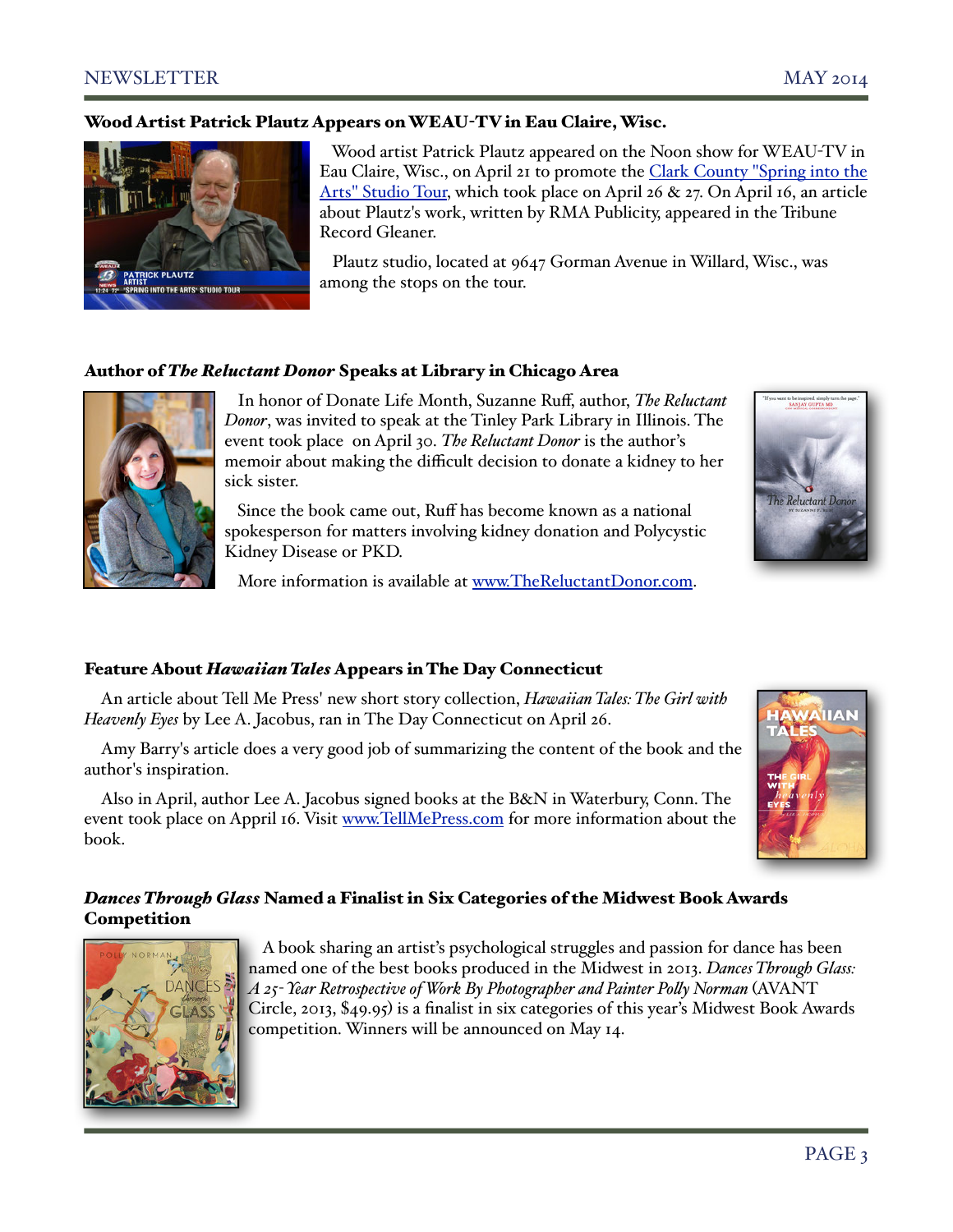### Wood Artist Patrick Plautz Appears on WEAU-TV in Eau Claire, Wisc.

Wood artist Patrick Plautz appeared on the Noon show for WEAU-TV in Eau Claire, Wisc., on April 21 to promote the [Clark County "Spring into the Arts" Studio Tour](), which took place on April 26 & 27. On April 16, an article about Plautz's work, written by RMA Publicity, appeared in the Tribune Record Gleaner.

Plautz studio, located at 9647 Gorman Avenue in Willard, Wisc., was among the stops on the tour.

### Author of *The Reluctant Donor* Speaks at Library in Chicago Area

In honor of Donate Life Month, Suzanne Ruff, author, *The Reluctant Donor*, was invited to speak at the Tinley Park Library in Illinois. The event took place on April 30. *The Reluctant Donor* is the author's memoir about making the difficult decision to donate a kidney to her sick sister.

Since the book came out, Ruff has become known as a national spokesperson for matters involving kidney donation and Polycystic Kidney Disease or PKD.

More information is available at [www.TheReluctantDonor.com]().

### Feature About *Hawaiian Tales* Appears in The Day Connecticut

An article about Tell Me Press' new short story collection, *Hawaiian Tales: The Girl with Heavenly Eyes* by Lee A. Jacobus, ran in The Day Connecticut on April 26.

Amy Barry's article does a very good job of summarizing the content of the book and the author's inspiration.

Also in April, author Lee A. Jacobus signed books at the B&N in Waterbury, Conn. The event took place on Appril 16. Visit [www.TellMePress.com]() for more information about the book.

### *Dances Through Glass* Named a Finalist in Six Categories of the Midwest Book Awards Competition

A book sharing an artist's psychological struggles and passion for dance has been named one of the best books produced in the Midwest in 2013. *Dances Through Glass: A 25-Year Retrospective of Work By Photographer and Painter Polly Norman* (AVANT Circle, 2013, $49.95) is a finalist in six categories of this year's Midwest Book Awards competition. Winners will be announced on May 14.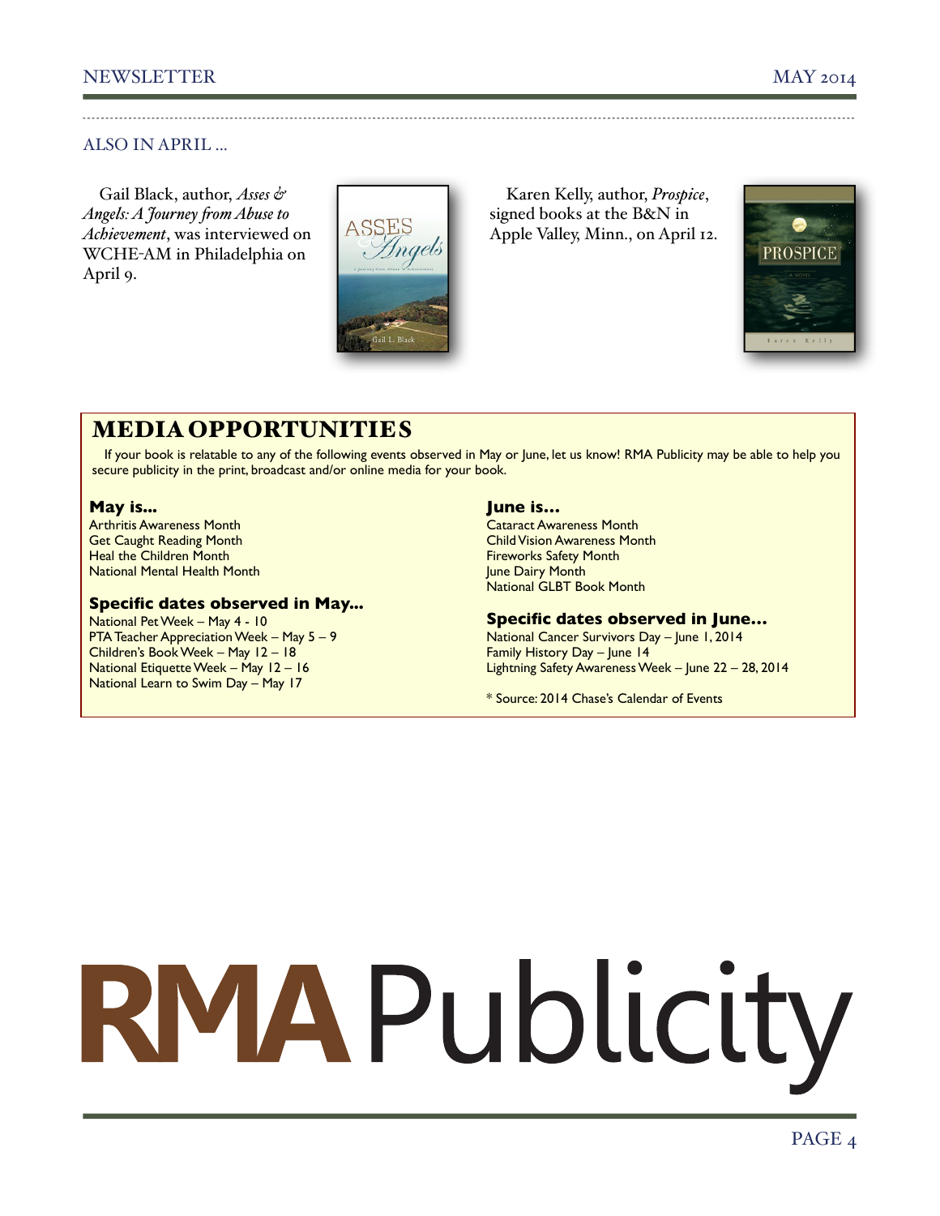## ALSO IN APRIL ...

Gail Black, author, *Asses & Angels: A Journey from Abuse to Achievement*, was interviewed on WCHE-AM in Philadelphia on April 9.

Karen Kelly, author, *Prospice*, signed books at the B&N in Apple Valley, Minn., on April 12.

## MEDIA OPPORTUNITIES

If your book is relatable to any of the following events observed in May or June, let us know! RMA Publicity may be able to help you secure publicity in the print, broadcast and/or online media for your book.

### May is...

Arthritis Awareness Month
Get Caught Reading Month
Heal the Children Month
National Mental Health Month

### Specific dates observed in May...

National Pet Week – May 4 - 10
PTA Teacher Appreciation Week – May 5 – 9
Children's Book Week – May 12 – 18
National Etiquette Week – May 12 – 16
National Learn to Swim Day – May 17

### June is...

Cataract Awareness Month
Child Vision Awareness Month
Fireworks Safety Month
June Dairy Month
National GLBT Book Month

### Specific dates observed in June...

National Cancer Survivors Day – June 1, 2014
Family History Day – June 14
Lightning Safety Awareness Week – June 22 – 28, 2014

\* Source: 2014 Chase's Calendar of Events

**RMA** Publicity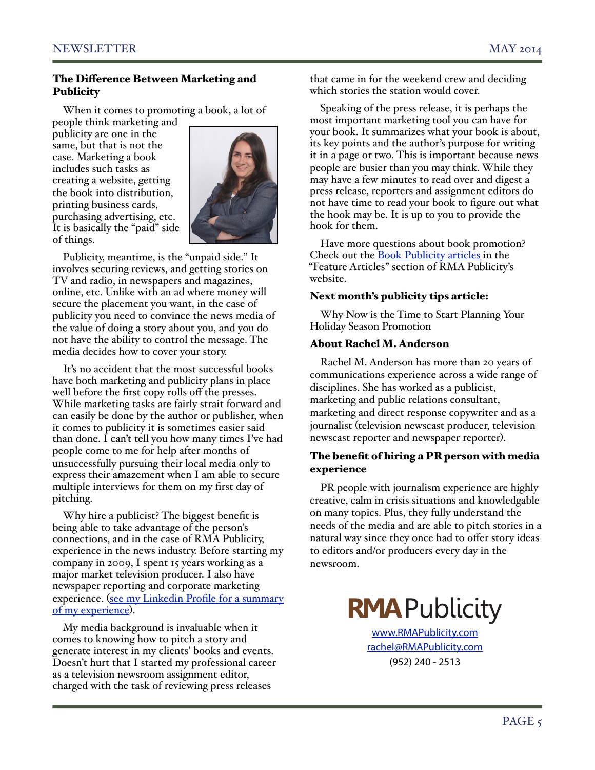## The Difference Between Marketing and Publicity

When it comes to promoting a book, a lot of people think marketing and publicity are one in the same, but that is not the case. Marketing a book includes such tasks as creating a website, getting the book into distribution, printing business cards, purchasing advertising, etc. It is basically the "paid" side of things.

Publicity, meantime, is the "unpaid side." It involves securing reviews, and getting stories on TV and radio, in newspapers and magazines, online, etc. Unlike with an ad where money will secure the placement you want, in the case of publicity you need to convince the news media of the value of doing a story about you, and you do not have the ability to control the message. The media decides how to cover your story.

It's no accident that the most successful books have both marketing and publicity plans in place well before the first copy rolls off the presses. While marketing tasks are fairly strait forward and can easily be done by the author or publisher, when it comes to publicity it is sometimes easier said than done. I can't tell you how many times I've had people come to me for help after months of unsuccessfully pursuing their local media only to express their amazement when I am able to secure multiple interviews for them on my first day of pitching.

Why hire a publicist? The biggest benefit is being able to take advantage of the person's connections, and in the case of RMA Publicity, experience in the news industry. Before starting my company in 2009, I spent 15 years working as a major market television producer. I also have newspaper reporting and corporate marketing experience. (see my Linkedin Profile for a summary of my experience).

My media background is invaluable when it comes to knowing how to pitch a story and generate interest in my clients' books and events. Doesn't hurt that I started my professional career as a television newsroom assignment editor, charged with the task of reviewing press releases that came in for the weekend crew and deciding which stories the station would cover.

Speaking of the press release, it is perhaps the most important marketing tool you can have for your book. It summarizes what your book is about, its key points and the author's purpose for writing it in a page or two. This is important because news people are busier than you may think. While they may have a few minutes to read over and digest a press release, reporters and assignment editors do not have time to read your book to figure out what the hook may be. It is up to you to provide the hook for them.

Have more questions about book promotion? Check out the Book Publicity articles in the "Feature Articles" section of RMA Publicity's website.

### Next month's publicity tips article:

Why Now is the Time to Start Planning Your Holiday Season Promotion

### About Rachel M. Anderson

Rachel M. Anderson has more than 20 years of communications experience across a wide range of disciplines. She has worked as a publicist, marketing and public relations consultant, marketing and direct response copywriter and as a journalist (television newscast producer, television newscast reporter and newspaper reporter).

### The benefit of hiring a PR person with media experience

PR people with journalism experience are highly creative, calm in crisis situations and knowledgable on many topics. Plus, they fully understand the needs of the media and are able to pitch stories in a natural way since they once had to offer story ideas to editors and/or producers every day in the newsroom.

**RMA** Publicity

www.RMAPublicity.com

rachel@RMAPublicity.com

(952) 240 - 2513